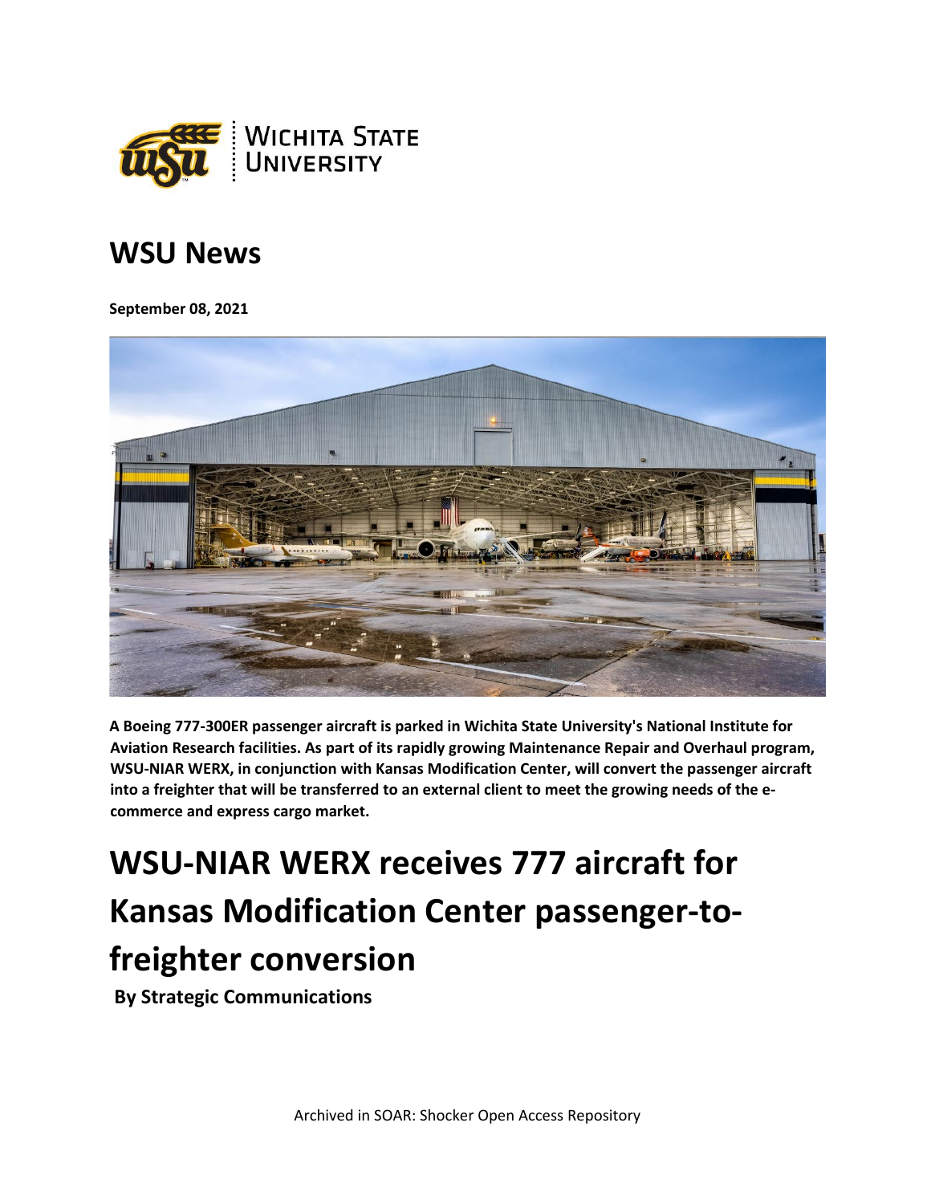# WSU News

**September 08, 2021**

**A Boeing 777-300ER passenger aircraft is parked in Wichita State University's National Institute for Aviation Research facilities. As part of its rapidly growing Maintenance Repair and Overhaul program, WSU-NIAR WERX, in conjunction with Kansas Modification Center, will convert the passenger aircraft into a freighter that will be transferred to an external client to meet the growing needs of the e-commerce and express cargo market.**

# WSU-NIAR WERX receives 777 aircraft for Kansas Modification Center passenger-to-freighter conversion

**By Strategic Communications**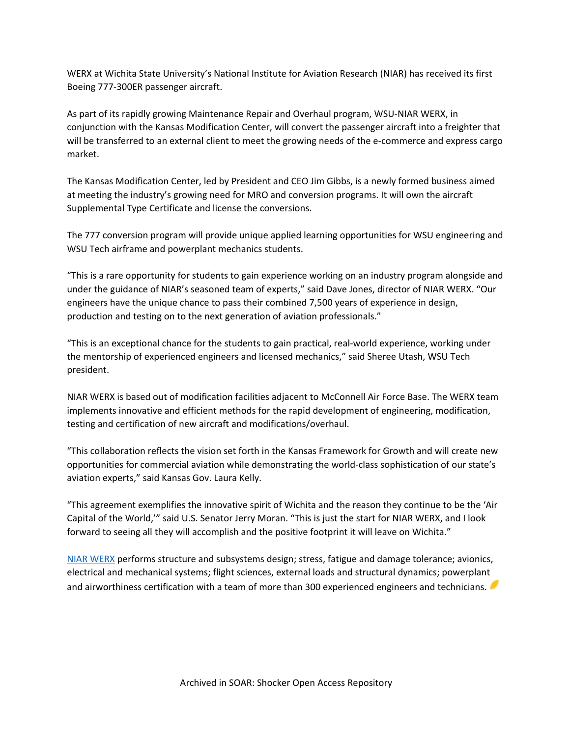WERX at Wichita State University's National Institute for Aviation Research (NIAR) has received its first Boeing 777-300ER passenger aircraft.

As part of its rapidly growing Maintenance Repair and Overhaul program, WSU-NIAR WERX, in conjunction with the Kansas Modification Center, will convert the passenger aircraft into a freighter that will be transferred to an external client to meet the growing needs of the e-commerce and express cargo market.

The Kansas Modification Center, led by President and CEO Jim Gibbs, is a newly formed business aimed at meeting the industry's growing need for MRO and conversion programs. It will own the aircraft Supplemental Type Certificate and license the conversions.

The 777 conversion program will provide unique applied learning opportunities for WSU engineering and WSU Tech airframe and powerplant mechanics students.

"This is a rare opportunity for students to gain experience working on an industry program alongside and under the guidance of NIAR's seasoned team of experts," said Dave Jones, director of NIAR WERX. "Our engineers have the unique chance to pass their combined 7,500 years of experience in design, production and testing on to the next generation of aviation professionals."

"This is an exceptional chance for the students to gain practical, real-world experience, working under the mentorship of experienced engineers and licensed mechanics," said Sheree Utash, WSU Tech president.

NIAR WERX is based out of modification facilities adjacent to McConnell Air Force Base. The WERX team implements innovative and efficient methods for the rapid development of engineering, modification, testing and certification of new aircraft and modifications/overhaul.

"This collaboration reflects the vision set forth in the Kansas Framework for Growth and will create new opportunities for commercial aviation while demonstrating the world-class sophistication of our state's aviation experts," said Kansas Gov. Laura Kelly.

"This agreement exemplifies the innovative spirit of Wichita and the reason they continue to be the 'Air Capital of the World,'" said U.S. Senator Jerry Moran. "This is just the start for NIAR WERX, and I look forward to seeing all they will accomplish and the positive footprint it will leave on Wichita."

NIAR WERX performs structure and subsystems design; stress, fatigue and damage tolerance; avionics, electrical and mechanical systems; flight sciences, external loads and structural dynamics; powerplant and airworthiness certification with a team of more than 300 experienced engineers and technicians.

Archived in SOAR: Shocker Open Access Repository